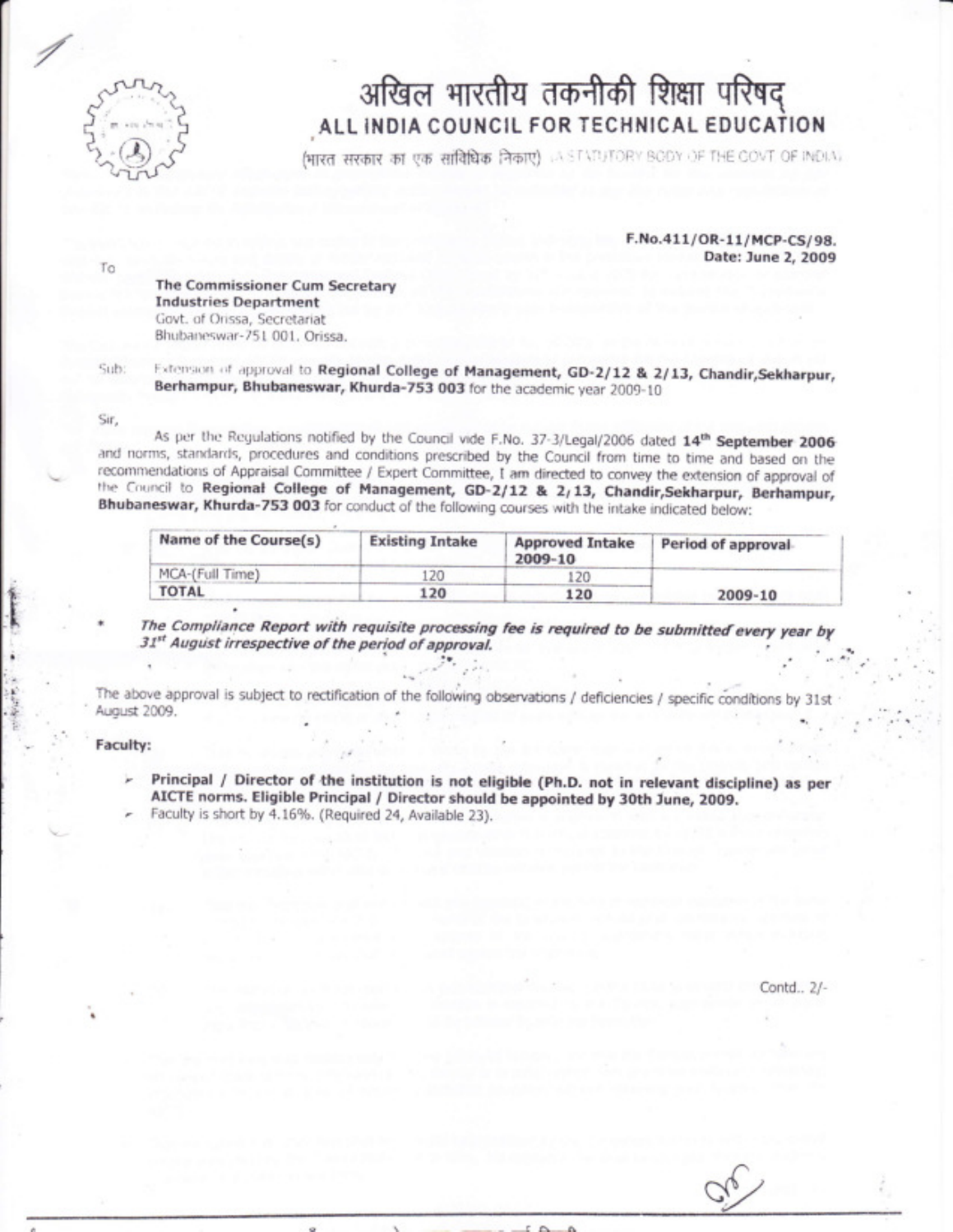# अखिल भारतीय तकनीकी शिक्षा परिषद्
# ALL INDIA COUNCIL FOR TECHNICAL EDUCATION

(भारत सरकार का एक सांविधिक निकाए) (A STATUTORY BODY OF THE GOVT. OF INDIA)

F.No.411/OR-11/MCP-CS/98.
Date: June 2, 2009

To

**The Commissioner Cum Secretary**
**Industries Department**
Govt. of Orissa, Secretariat
Bhubaneswar-751 001, Orissa.

Sub: Extension of approval to **Regional College of Management, GD-2/12 & 2/13, Chandir,Sekharpur, Berhampur, Bhubaneswar, Khurda-753 003** for the academic year 2009-10

Sir,

As per the Regulations notified by the Council vide F.No. 37-3/Legal/2006 dated **14th September 2006** and norms, standards, procedures and conditions prescribed by the Council from time to time and based on the recommendations of Appraisal Committee / Expert Committee, I am directed to convey the extension of approval of the Council to **Regional College of Management, GD-2/12 & 2/13, Chandir,Sekharpur, Berhampur, Bhubaneswar, Khurda-753 003** for conduct of the following courses with the intake indicated below:

| Name of the Course(s) | Existing Intake | Approved Intake 2009-10 | Period of approval |
|---|---|---|---|
| MCA-(Full Time) | 120 | 120 | |
| **TOTAL** | **120** | **120** | **2009-10** |

- ***The Compliance Report with requisite processing fee is required to be submitted every year by 31st August irrespective of the period of approval.***

The above approval is subject to rectification of the following observations / deficiencies / specific conditions by 31st August 2009.

**Faculty:**

- **Principal / Director of the institution is not eligible (Ph.D. not in relevant discipline) as per AICTE norms. Eligible Principal / Director should be appointed by 30th June, 2009.**
- Faculty is short by 4.16%. (Required 24, Available 23).

Contd.. 2/-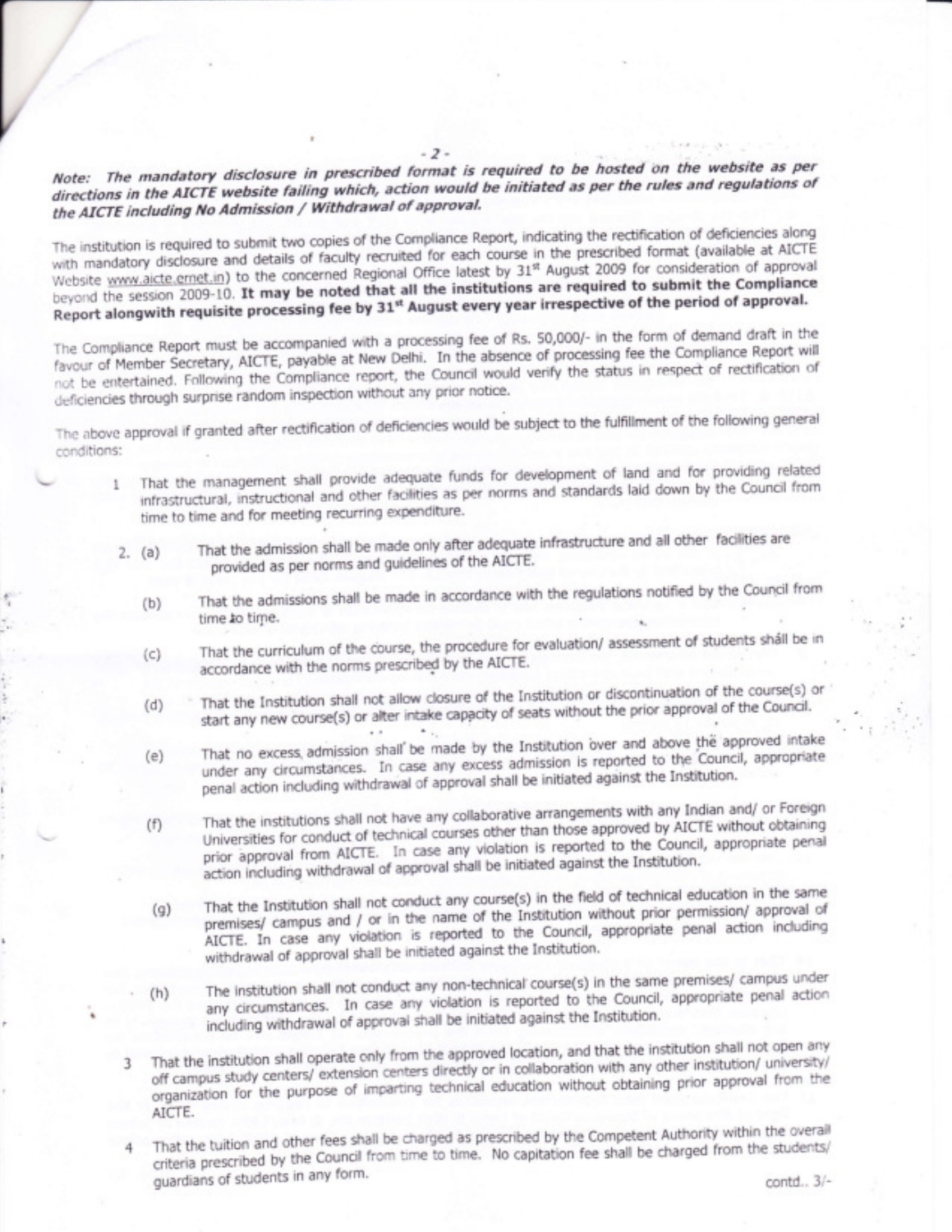***Note: The mandatory disclosure in prescribed format is required to be hosted on the website as per directions in the AICTE website failing which, action would be initiated as per the rules and regulations of the AICTE including No Admission / Withdrawal of approval.***

The institution is required to submit two copies of the Compliance Report, indicating the rectification of deficiencies along with mandatory disclosure and details of faculty recruited for each course in the prescribed format (available at AICTE Website www.aicte.ernet.in) to the concerned Regional Office latest by 31[st] August 2009 for consideration of approval beyond the session 2009-10. **It may be noted that all the institutions are required to submit the Compliance Report alongwith requisite processing fee by 31[st] August every year irrespective of the period of approval.**

The Compliance Report must be accompanied with a processing fee of Rs. 50,000/- in the form of demand draft in the favour of Member Secretary, AICTE, payable at New Delhi. In the absence of processing fee the Compliance Report will not be entertained. Following the Compliance report, the Council would verify the status in respect of rectification of deficiencies through surprise random inspection without any prior notice.

The above approval if granted after rectification of deficiencies would be subject to the fulfillment of the following general conditions:

1 That the management shall provide adequate funds for development of land and for providing related infrastructural, instructional and other facilities as per norms and standards laid down by the Council from time to time and for meeting recurring expenditure.

2. (a) That the admission shall be made only after adequate infrastructure and all other facilities are provided as per norms and guidelines of the AICTE.

   (b) That the admissions shall be made in accordance with the regulations notified by the Council from time to time.

   (c) That the curriculum of the course, the procedure for evaluation/ assessment of students shall be in accordance with the norms prescribed by the AICTE.

   (d) That the Institution shall not allow closure of the Institution or discontinuation of the course(s) or start any new course(s) or alter intake capacity of seats without the prior approval of the Council.

   (e) That no excess admission shall be made by the Institution over and above the approved intake under any circumstances. In case any excess admission is reported to the Council, appropriate penal action including withdrawal of approval shall be initiated against the Institution.

   (f) That the institutions shall not have any collaborative arrangements with any Indian and/ or Foreign Universities for conduct of technical courses other than those approved by AICTE without obtaining prior approval from AICTE. In case any violation is reported to the Council, appropriate penal action including withdrawal of approval shall be initiated against the Institution.

   (g) That the Institution shall not conduct any course(s) in the field of technical education in the same premises/ campus and / or in the name of the Institution without prior permission/ approval of AICTE. In case any violation is reported to the Council, appropriate penal action including withdrawal of approval shall be initiated against the Institution.

   (h) The institution shall not conduct any non-technical course(s) in the same premises/ campus under any circumstances. In case any violation is reported to the Council, appropriate penal action including withdrawal of approval shall be initiated against the Institution.

3 That the institution shall operate only from the approved location, and that the institution shall not open any off campus study centers/ extension centers directly or in collaboration with any other institution/ university/ organization for the purpose of imparting technical education without obtaining prior approval from the AICTE.

4 That the tuition and other fees shall be charged as prescribed by the Competent Authority within the overall criteria prescribed by the Council from time to time. No capitation fee shall be charged from the students/ guardians of students in any form.

contd.. 3/-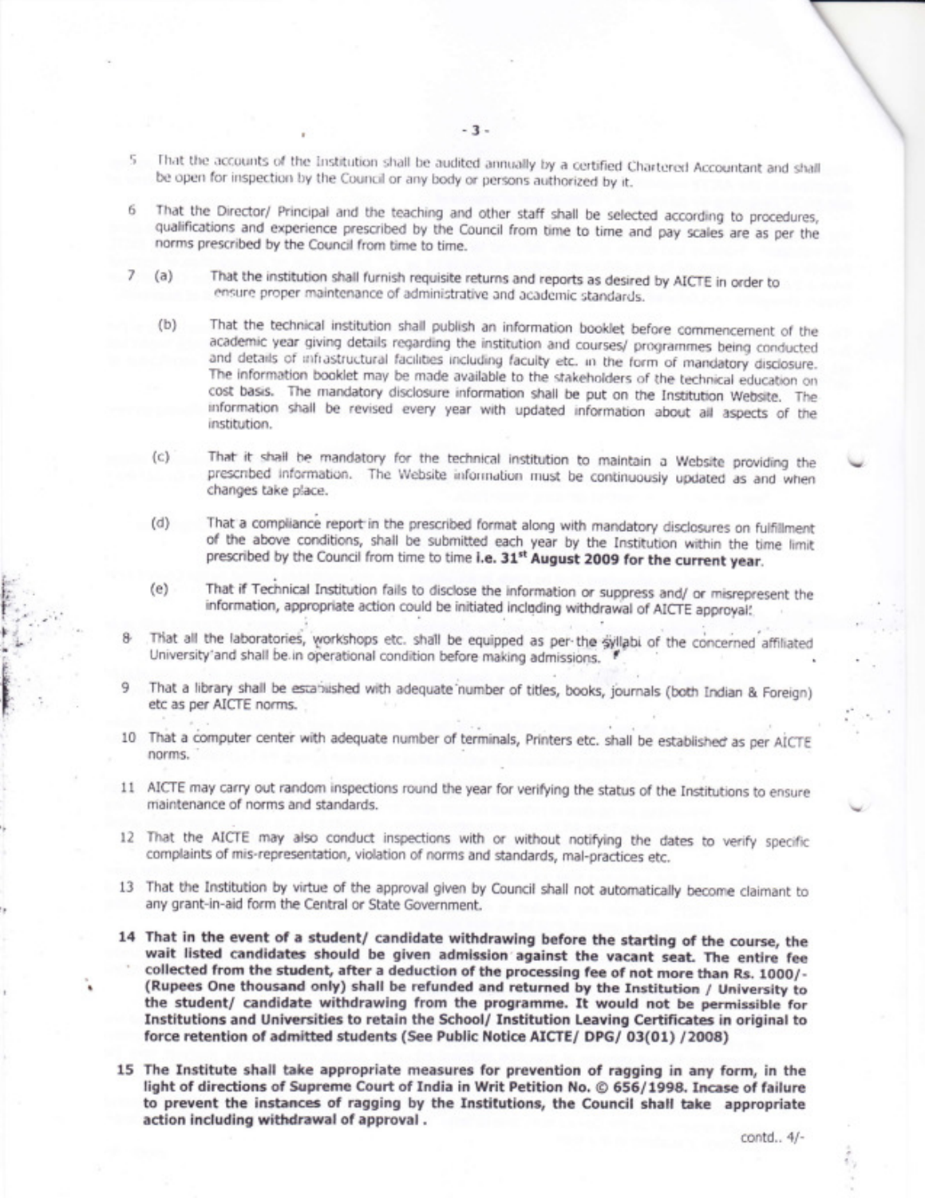5 That the accounts of the Institution shall be audited annually by a certified Chartered Accountant and shall be open for inspection by the Council or any body or persons authorized by it.

6 That the Director/ Principal and the teaching and other staff shall be selected according to procedures, qualifications and experience prescribed by the Council from time to time and pay scales are as per the norms prescribed by the Council from time to time.

7 (a) That the institution shall furnish requisite returns and reports as desired by AICTE in order to ensure proper maintenance of administrative and academic standards.

(b) That the technical institution shall publish an information booklet before commencement of the academic year giving details regarding the institution and courses/ programmes being conducted and details of infrastructural facilities including faculty etc. in the form of mandatory disclosure. The information booklet may be made available to the stakeholders of the technical education on cost basis. The mandatory disclosure information shall be put on the Institution Website. The information shall be revised every year with updated information about all aspects of the institution.

(c) That it shall be mandatory for the technical institution to maintain a Website providing the prescribed information. The Website information must be continuously updated as and when changes take place.

(d) That a compliance report in the prescribed format along with mandatory disclosures on fulfillment of the above conditions, shall be submitted each year by the Institution within the time limit prescribed by the Council from time to time **i.e. 31st August 2009 for the current year**.

(e) That if Technical Institution fails to disclose the information or suppress and/ or misrepresent the information, appropriate action could be initiated including withdrawal of AICTE approval.

8 That all the laboratories, workshops etc. shall be equipped as per the syllabi of the concerned affiliated University and shall be in operational condition before making admissions.

9 That a library shall be established with adequate number of titles, books, journals (both Indian & Foreign) etc as per AICTE norms.

10 That a computer center with adequate number of terminals, Printers etc. shall be established as per AICTE norms.

11 AICTE may carry out random inspections round the year for verifying the status of the Institutions to ensure maintenance of norms and standards.

12 That the AICTE may also conduct inspections with or without notifying the dates to verify specific complaints of mis-representation, violation of norms and standards, mal-practices etc.

13 That the Institution by virtue of the approval given by Council shall not automatically become claimant to any grant-in-aid form the Central or State Government.

**14 That in the event of a student/ candidate withdrawing before the starting of the course, the wait listed candidates should be given admission against the vacant seat. The entire fee collected from the student, after a deduction of the processing fee of not more than Rs. 1000/- (Rupees One thousand only) shall be refunded and returned by the Institution / University to the student/ candidate withdrawing from the programme. It would not be permissible for Institutions and Universities to retain the School/ Institution Leaving Certificates in original to force retention of admitted students (See Public Notice AICTE/ DPG/ 03(01) /2008)**

**15 The Institute shall take appropriate measures for prevention of ragging in any form, in the light of directions of Supreme Court of India in Writ Petition No. © 656/1998. Incase of failure to prevent the instances of ragging by the Institutions, the Council shall take appropriate action including withdrawal of approval .**

contd.. 4/-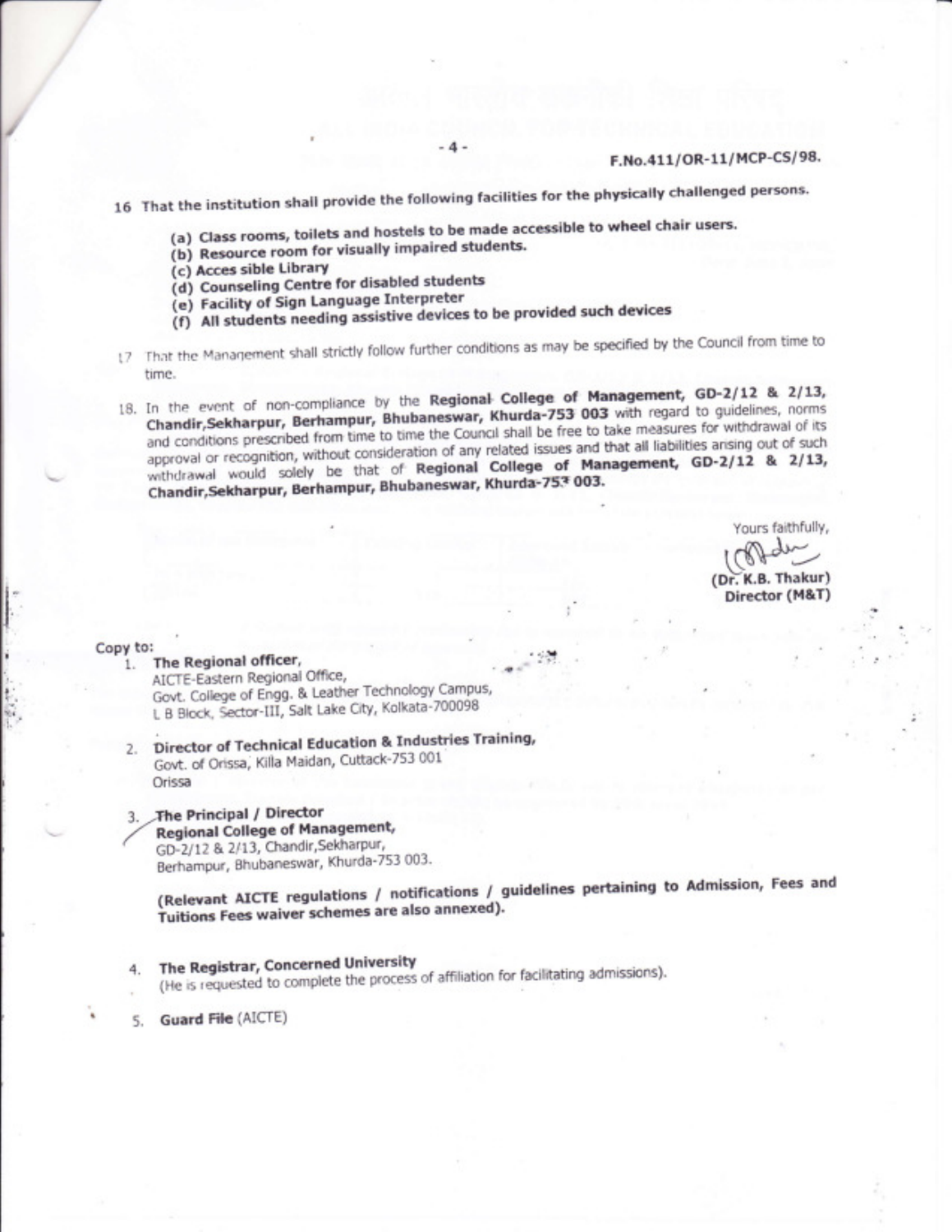F.No.411/OR-11/MCP-CS/98.

16 That the institution shall provide the following facilities for the physically challenged persons.

(a) Class rooms, toilets and hostels to be made accessible to wheel chair users.
(b) Resource room for visually impaired students.
(c) Acces sible Library
(d) Counseling Centre for disabled students
(e) Facility of Sign Language Interpreter
(f) All students needing assistive devices to be provided such devices

17 That the Management shall strictly follow further conditions as may be specified by the Council from time to time.

18. In the event of non-compliance by the **Regional College of Management, GD-2/12 & 2/13, Chandir,Sekharpur, Berhampur, Bhubaneswar, Khurda-753 003** with regard to guidelines, norms and conditions prescribed from time to time the Council shall be free to take measures for withdrawal of its approval or recognition, without consideration of any related issues and that all liabilities arising out of such withdrawal would solely be that of **Regional College of Management, GD-2/12 & 2/13, Chandir,Sekharpur, Berhampur, Bhubaneswar, Khurda-753 003.**

Yours faithfully,

(Dr. K.B. Thakur)
Director (M&T)

Copy to:

1. **The Regional officer,**
   AICTE-Eastern Regional Office,
   Govt. College of Engg. & Leather Technology Campus,
   L B Block, Sector-III, Salt Lake City, Kolkata-700098

2. **Director of Technical Education & Industries Training,**
   Govt. of Orissa, Killa Maidan, Cuttack-753 001
   Orissa

3. **The Principal / Director**
   **Regional College of Management,**
   GD-2/12 & 2/13, Chandir,Sekharpur,
   Berhampur, Bhubaneswar, Khurda-753 003.

   **(Relevant AICTE regulations / notifications / guidelines pertaining to Admission, Fees and Tuitions Fees waiver schemes are also annexed).**

4. **The Registrar, Concerned University**
   (He is requested to complete the process of affiliation for facilitating admissions).

5. **Guard File** (AICTE)